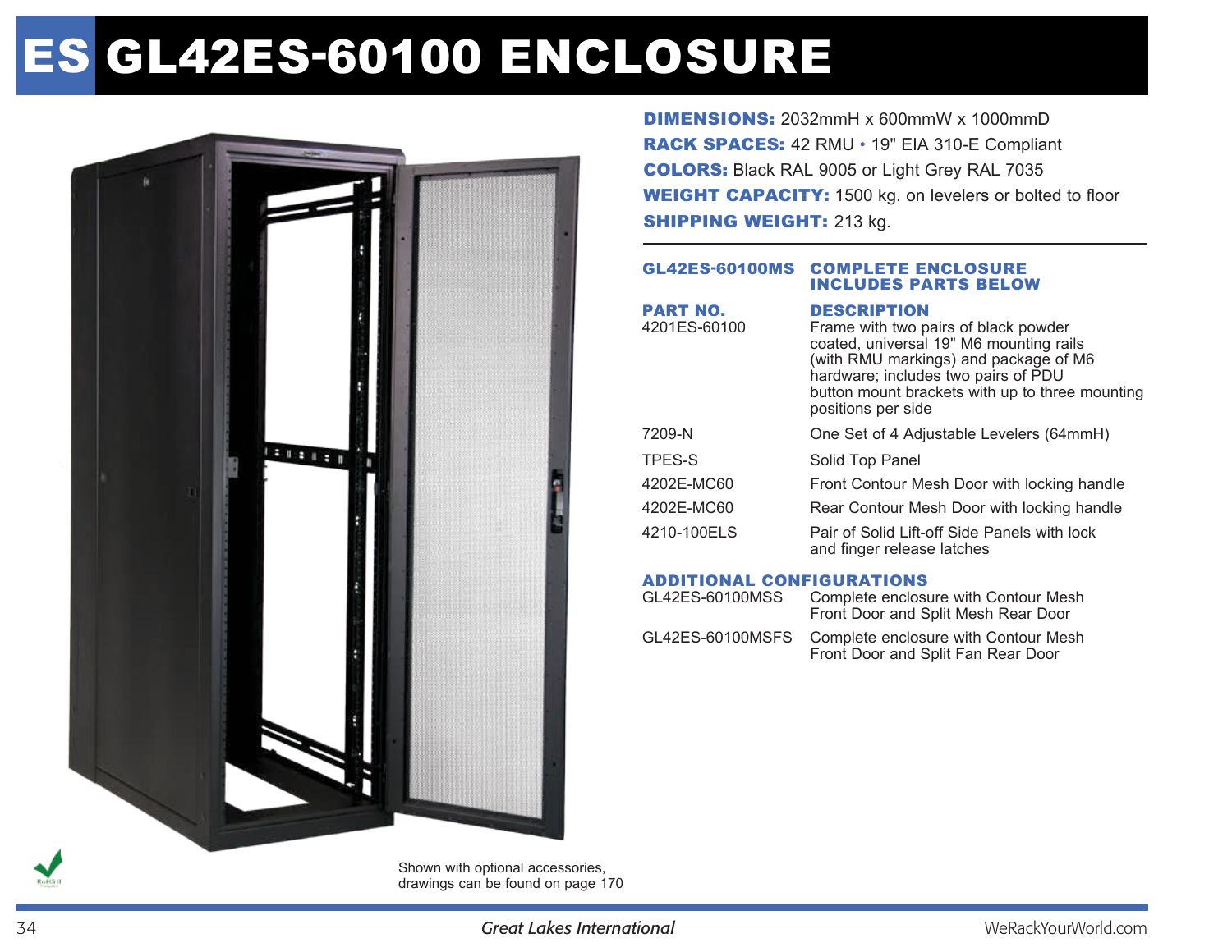# ES GL42ES-60100 ENCLOSURE

**DIMENSIONS:** 2032mmH x 600mmW x 1000mmD
**RACK SPACES:** 42 RMU • 19" EIA 310-E Compliant
**COLORS:** Black RAL 9005 or Light Grey RAL 7035
**WEIGHT CAPACITY:** 1500 kg. on levelers or bolted to floor
**SHIPPING WEIGHT:** 213 kg.

---

**GL42ES-60100MS** — **COMPLETE ENCLOSURE INCLUDES PARTS BELOW**

| PART NO. | DESCRIPTION |
| --- | --- |
| 4201ES-60100 | Frame with two pairs of black powder coated, universal 19" M6 mounting rails (with RMU markings) and package of M6 hardware; includes two pairs of PDU button mount brackets with up to three mounting positions per side |
| 7209-N | One Set of 4 Adjustable Levelers (64mmH) |
| TPES-S | Solid Top Panel |
| 4202E-MC60 | Front Contour Mesh Door with locking handle |
| 4202E-MC60 | Rear Contour Mesh Door with locking handle |
| 4210-100ELS | Pair of Solid Lift-off Side Panels with lock and finger release latches |

**ADDITIONAL CONFIGURATIONS**

| | |
| --- | --- |
| GL42ES-60100MSS | Complete enclosure with Contour Mesh Front Door and Split Mesh Rear Door |
| GL42ES-60100MSFS | Complete enclosure with Contour Mesh Front Door and Split Fan Rear Door |

Shown with optional accessories, drawings can be found on page 170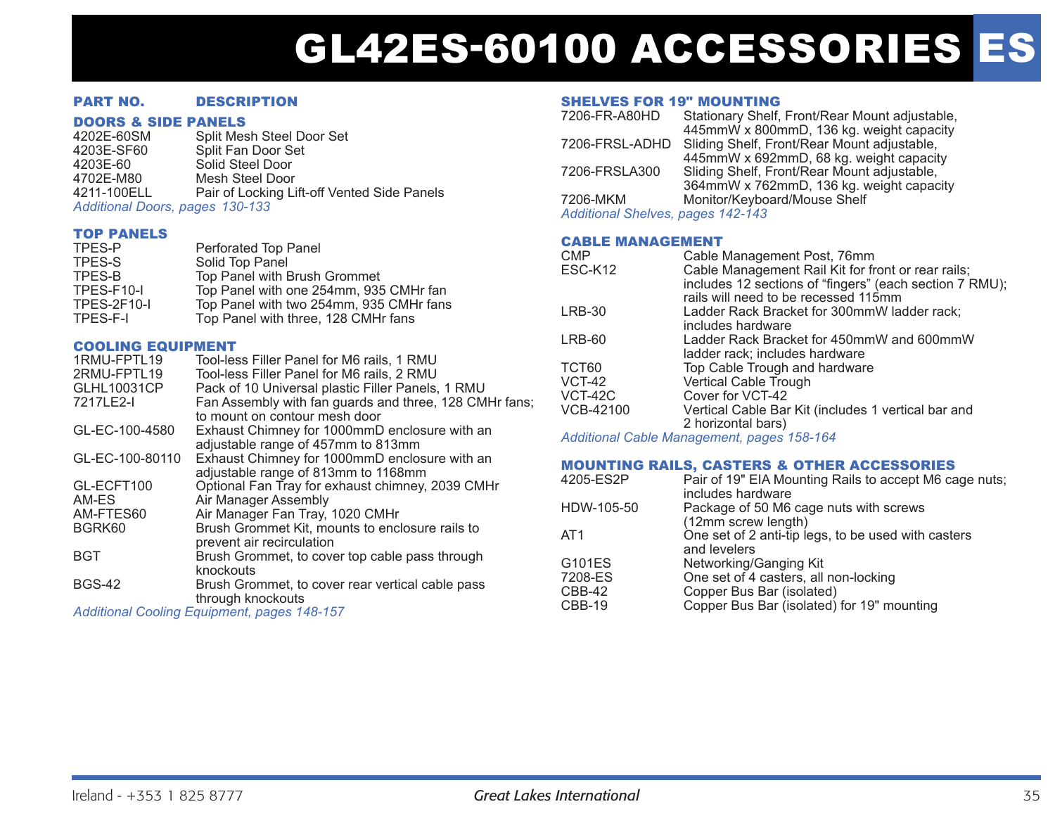# GL42ES-60100 ACCESSORIES ES

| PART NO. | DESCRIPTION |
|---|---|

## DOORS & SIDE PANELS

| | |
|---|---|
| 4202E-60SM | Split Mesh Steel Door Set |
| 4203E-SF60 | Split Fan Door Set |
| 4203E-60 | Solid Steel Door |
| 4702E-M80 | Mesh Steel Door |
| 4211-100ELL | Pair of Locking Lift-off Vented Side Panels |

*Additional Doors, pages 130-133*

## TOP PANELS

| | |
|---|---|
| TPES-P | Perforated Top Panel |
| TPES-S | Solid Top Panel |
| TPES-B | Top Panel with Brush Grommet |
| TPES-F10-I | Top Panel with one 254mm, 935 CMHr fan |
| TPES-2F10-I | Top Panel with two 254mm, 935 CMHr fans |
| TPES-F-I | Top Panel with three, 128 CMHr fans |

## COOLING EQUIPMENT

| | |
|---|---|
| 1RMU-FPTL19 | Tool-less Filler Panel for M6 rails, 1 RMU |
| 2RMU-FPTL19 | Tool-less Filler Panel for M6 rails, 2 RMU |
| GLHL10031CP | Pack of 10 Universal plastic Filler Panels, 1 RMU |
| 7217LE2-I | Fan Assembly with fan guards and three, 128 CMHr fans; to mount on contour mesh door |
| GL-EC-100-4580 | Exhaust Chimney for 1000mmD enclosure with an adjustable range of 457mm to 813mm |
| GL-EC-100-80110 | Exhaust Chimney for 1000mmD enclosure with an adjustable range of 813mm to 1168mm |
| GL-ECFT100 | Optional Fan Tray for exhaust chimney, 2039 CMHr |
| AM-ES | Air Manager Assembly |
| AM-FTES60 | Air Manager Fan Tray, 1020 CMHr |
| BGRK60 | Brush Grommet Kit, mounts to enclosure rails to prevent air recirculation |
| BGT | Brush Grommet, to cover top cable pass through knockouts |
| BGS-42 | Brush Grommet, to cover rear vertical cable pass through knockouts |

*Additional Cooling Equipment, pages 148-157*

## SHELVES FOR 19" MOUNTING

| | |
|---|---|
| 7206-FR-A80HD | Stationary Shelf, Front/Rear Mount adjustable, 445mmW x 800mmD, 136 kg. weight capacity |
| 7206-FRSL-ADHD | Sliding Shelf, Front/Rear Mount adjustable, 445mmW x 692mmD, 68 kg. weight capacity |
| 7206-FRSLA300 | Sliding Shelf, Front/Rear Mount adjustable, 364mmW x 762mmD, 136 kg. weight capacity |
| 7206-MKM | Monitor/Keyboard/Mouse Shelf |

*Additional Shelves, pages 142-143*

## CABLE MANAGEMENT

| | |
|---|---|
| CMP | Cable Management Post, 76mm |
| ESC-K12 | Cable Management Rail Kit for front or rear rails; includes 12 sections of “fingers” (each section 7 RMU); rails will need to be recessed 115mm |
| LRB-30 | Ladder Rack Bracket for 300mmW ladder rack; includes hardware |
| LRB-60 | Ladder Rack Bracket for 450mmW and 600mmW ladder rack; includes hardware |
| TCT60 | Top Cable Trough and hardware |
| VCT-42 | Vertical Cable Trough |
| VCT-42C | Cover for VCT-42 |
| VCB-42100 | Vertical Cable Bar Kit (includes 1 vertical bar and 2 horizontal bars) |

*Additional Cable Management, pages 158-164*

## MOUNTING RAILS, CASTERS & OTHER ACCESSORIES

| | |
|---|---|
| 4205-ES2P | Pair of 19" EIA Mounting Rails to accept M6 cage nuts; includes hardware |
| HDW-105-50 | Package of 50 M6 cage nuts with screws (12mm screw length) |
| AT1 | One set of 2 anti-tip legs, to be used with casters and levelers |
| G101ES | Networking/Ganging Kit |
| 7208-ES | One set of 4 casters, all non-locking |
| CBB-42 | Copper Bus Bar (isolated) |
| CBB-19 | Copper Bus Bar (isolated) for 19" mounting |